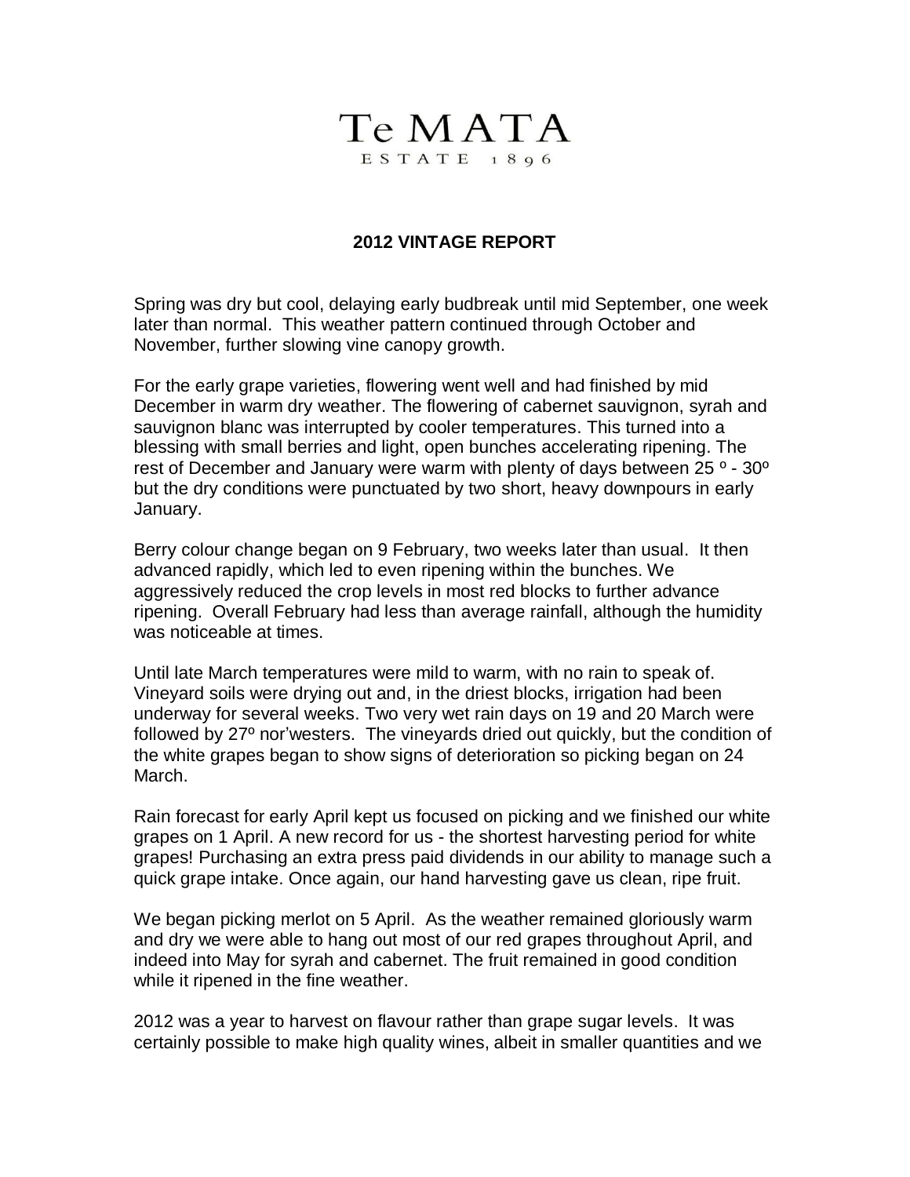# Te MATA

ESTATE 1896

## 2012 VINTAGE REPORT

Spring was dry but cool, delaying early budbreak until mid September, one week later than normal. This weather pattern continued through October and November, further slowing vine canopy growth.

For the early grape varieties, flowering went well and had finished by mid December in warm dry weather. The flowering of cabernet sauvignon, syrah and sauvignon blanc was interrupted by cooler temperatures. This turned into a blessing with small berries and light, open bunches accelerating ripening. The rest of December and January were warm with plenty of days between 25 º - 30º but the dry conditions were punctuated by two short, heavy downpours in early January.

Berry colour change began on 9 February, two weeks later than usual. It then advanced rapidly, which led to even ripening within the bunches. We aggressively reduced the crop levels in most red blocks to further advance ripening. Overall February had less than average rainfall, although the humidity was noticeable at times.

Until late March temperatures were mild to warm, with no rain to speak of. Vineyard soils were drying out and, in the driest blocks, irrigation had been underway for several weeks. Two very wet rain days on 19 and 20 March were followed by 27º nor'westers. The vineyards dried out quickly, but the condition of the white grapes began to show signs of deterioration so picking began on 24 March.

Rain forecast for early April kept us focused on picking and we finished our white grapes on 1 April. A new record for us - the shortest harvesting period for white grapes! Purchasing an extra press paid dividends in our ability to manage such a quick grape intake. Once again, our hand harvesting gave us clean, ripe fruit.

We began picking merlot on 5 April. As the weather remained gloriously warm and dry we were able to hang out most of our red grapes throughout April, and indeed into May for syrah and cabernet. The fruit remained in good condition while it ripened in the fine weather.

2012 was a year to harvest on flavour rather than grape sugar levels. It was certainly possible to make high quality wines, albeit in smaller quantities and we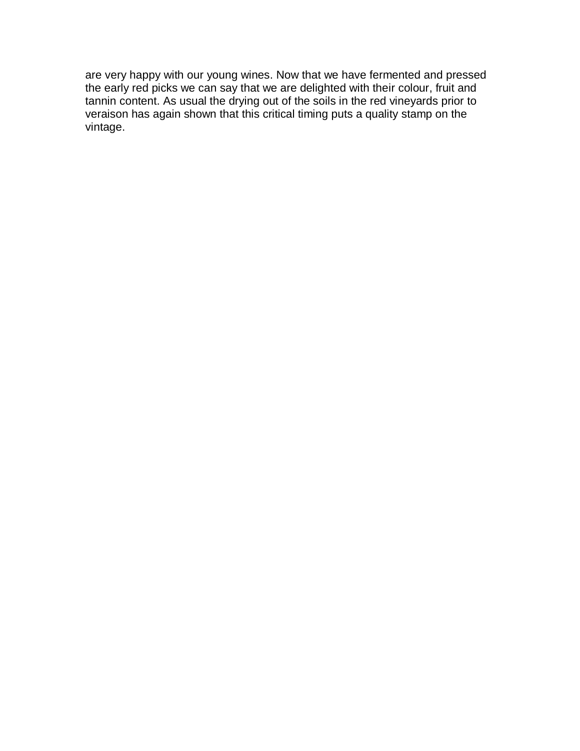are very happy with our young wines. Now that we have fermented and pressed the early red picks we can say that we are delighted with their colour, fruit and tannin content. As usual the drying out of the soils in the red vineyards prior to veraison has again shown that this critical timing puts a quality stamp on the vintage.